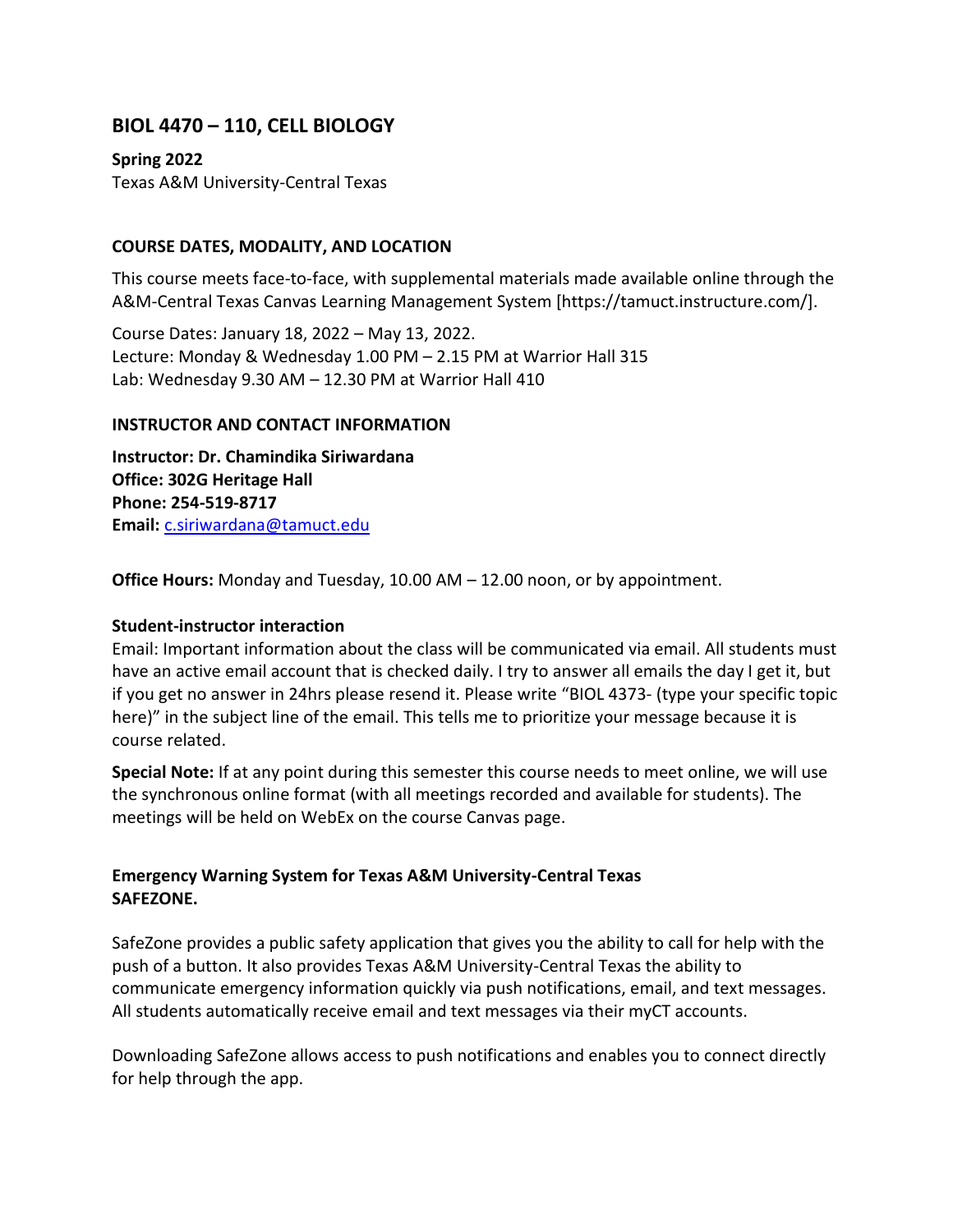## BIOL 4470 – 110, CELL BIOLOGY

**Spring 2022**
Texas A&M University-Central Texas

### COURSE DATES, MODALITY, AND LOCATION

This course meets face-to-face, with supplemental materials made available online through the A&M-Central Texas Canvas Learning Management System [https://tamuct.instructure.com/].

Course Dates: January 18, 2022 – May 13, 2022.
Lecture: Monday & Wednesday 1.00 PM – 2.15 PM at Warrior Hall 315
Lab: Wednesday 9.30 AM – 12.30 PM at Warrior Hall 410

### INSTRUCTOR AND CONTACT INFORMATION

**Instructor: Dr. Chamindika Siriwardana**
**Office: 302G Heritage Hall**
**Phone: 254-519-8717**
**Email:** c.siriwardana@tamuct.edu

**Office Hours:** Monday and Tuesday, 10.00 AM – 12.00 noon, or by appointment.

**Student-instructor interaction**
Email: Important information about the class will be communicated via email. All students must have an active email account that is checked daily. I try to answer all emails the day I get it, but if you get no answer in 24hrs please resend it. Please write "BIOL 4373- (type your specific topic here)" in the subject line of the email. This tells me to prioritize your message because it is course related.

**Special Note:** If at any point during this semester this course needs to meet online, we will use the synchronous online format (with all meetings recorded and available for students). The meetings will be held on WebEx on the course Canvas page.

**Emergency Warning System for Texas A&M University-Central Texas**
**SAFEZONE.**

SafeZone provides a public safety application that gives you the ability to call for help with the push of a button. It also provides Texas A&M University-Central Texas the ability to communicate emergency information quickly via push notifications, email, and text messages. All students automatically receive email and text messages via their myCT accounts.

Downloading SafeZone allows access to push notifications and enables you to connect directly for help through the app.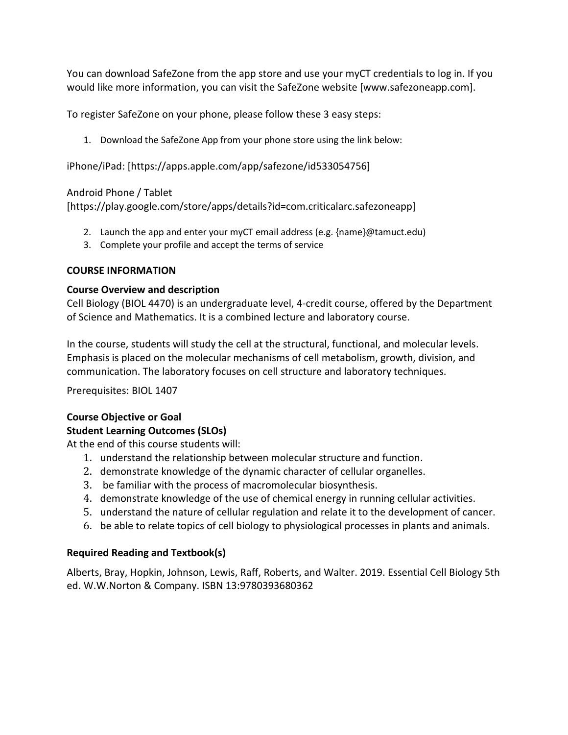You can download SafeZone from the app store and use your myCT credentials to log in. If you would like more information, you can visit the SafeZone website [www.safezoneapp.com].

To register SafeZone on your phone, please follow these 3 easy steps:

1. Download the SafeZone App from your phone store using the link below:

iPhone/iPad: [https://apps.apple.com/app/safezone/id533054756]

Android Phone / Tablet
[https://play.google.com/store/apps/details?id=com.criticalarc.safezoneapp]

2. Launch the app and enter your myCT email address (e.g. {name}@tamuct.edu)
3. Complete your profile and accept the terms of service

## COURSE INFORMATION

### Course Overview and description

Cell Biology (BIOL 4470) is an undergraduate level, 4-credit course, offered by the Department of Science and Mathematics. It is a combined lecture and laboratory course.

In the course, students will study the cell at the structural, functional, and molecular levels. Emphasis is placed on the molecular mechanisms of cell metabolism, growth, division, and communication. The laboratory focuses on cell structure and laboratory techniques.

Prerequisites: BIOL 1407

### Course Objective or Goal

### Student Learning Outcomes (SLOs)

At the end of this course students will:

1. understand the relationship between molecular structure and function.
2. demonstrate knowledge of the dynamic character of cellular organelles.
3. be familiar with the process of macromolecular biosynthesis.
4. demonstrate knowledge of the use of chemical energy in running cellular activities.
5. understand the nature of cellular regulation and relate it to the development of cancer.
6. be able to relate topics of cell biology to physiological processes in plants and animals.

### Required Reading and Textbook(s)

Alberts, Bray, Hopkin, Johnson, Lewis, Raff, Roberts, and Walter. 2019. Essential Cell Biology 5th ed. W.W.Norton & Company. ISBN 13:9780393680362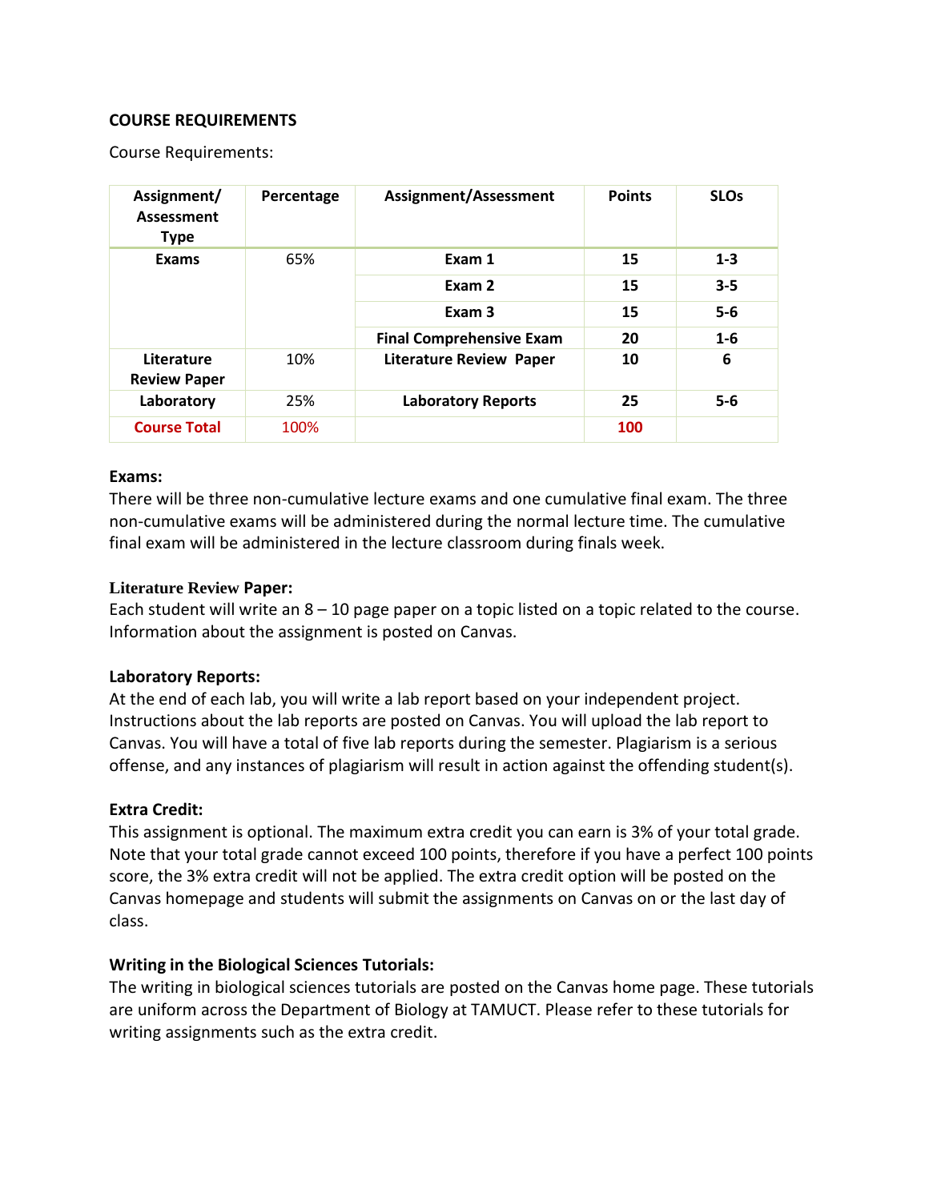**COURSE REQUIREMENTS**

Course Requirements:

| Assignment/ Assessment Type | Percentage | Assignment/Assessment | Points | SLOs |
|---|---|---|---|---|
| **Exams** | 65% | **Exam 1** | **15** | **1-3** |
| | | **Exam 2** | **15** | **3-5** |
| | | **Exam 3** | **15** | **5-6** |
| | | **Final Comprehensive Exam** | **20** | **1-6** |
| **Literature Review Paper** | 10% | **Literature Review Paper** | **10** | **6** |
| **Laboratory** | 25% | **Laboratory Reports** | **25** | **5-6** |
| **Course Total** | 100% | | **100** | |

**Exams:**
There will be three non-cumulative lecture exams and one cumulative final exam. The three non-cumulative exams will be administered during the normal lecture time. The cumulative final exam will be administered in the lecture classroom during finals week.

**Literature Review Paper:**
Each student will write an 8 – 10 page paper on a topic listed on a topic related to the course. Information about the assignment is posted on Canvas.

**Laboratory Reports:**
At the end of each lab, you will write a lab report based on your independent project. Instructions about the lab reports are posted on Canvas. You will upload the lab report to Canvas. You will have a total of five lab reports during the semester. Plagiarism is a serious offense, and any instances of plagiarism will result in action against the offending student(s).

**Extra Credit:**
This assignment is optional. The maximum extra credit you can earn is 3% of your total grade. Note that your total grade cannot exceed 100 points, therefore if you have a perfect 100 points score, the 3% extra credit will not be applied. The extra credit option will be posted on the Canvas homepage and students will submit the assignments on Canvas on or the last day of class.

**Writing in the Biological Sciences Tutorials:**
The writing in biological sciences tutorials are posted on the Canvas home page. These tutorials are uniform across the Department of Biology at TAMUCT. Please refer to these tutorials for writing assignments such as the extra credit.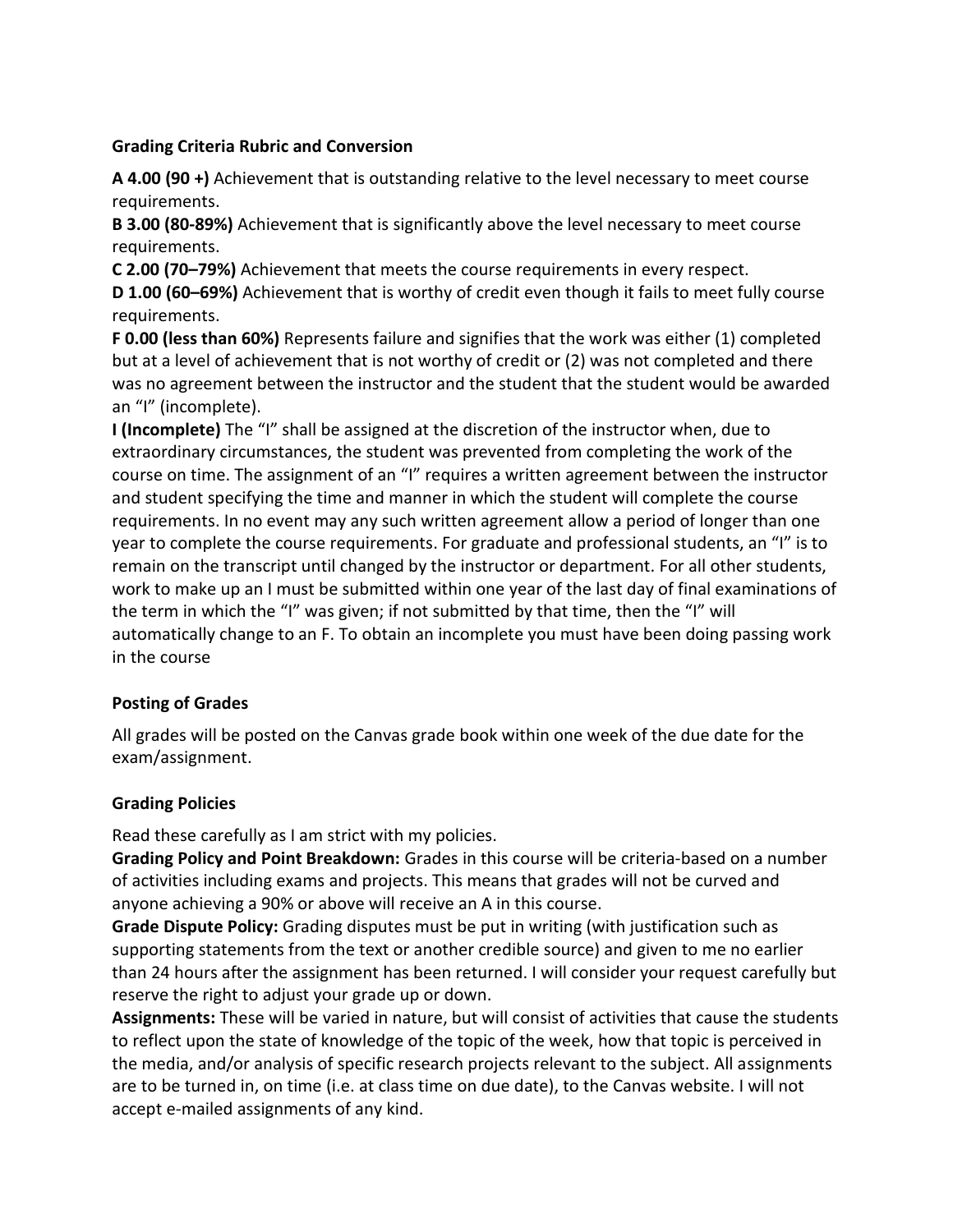### Grading Criteria Rubric and Conversion

**A 4.00 (90 +)** Achievement that is outstanding relative to the level necessary to meet course requirements.

**B 3.00 (80-89%)** Achievement that is significantly above the level necessary to meet course requirements.

**C 2.00 (70–79%)** Achievement that meets the course requirements in every respect.

**D 1.00 (60–69%)** Achievement that is worthy of credit even though it fails to meet fully course requirements.

**F 0.00 (less than 60%)** Represents failure and signifies that the work was either (1) completed but at a level of achievement that is not worthy of credit or (2) was not completed and there was no agreement between the instructor and the student that the student would be awarded an "I" (incomplete).

**I (Incomplete)** The "I" shall be assigned at the discretion of the instructor when, due to extraordinary circumstances, the student was prevented from completing the work of the course on time. The assignment of an "I" requires a written agreement between the instructor and student specifying the time and manner in which the student will complete the course requirements. In no event may any such written agreement allow a period of longer than one year to complete the course requirements. For graduate and professional students, an "I" is to remain on the transcript until changed by the instructor or department. For all other students, work to make up an I must be submitted within one year of the last day of final examinations of the term in which the "I" was given; if not submitted by that time, then the "I" will automatically change to an F. To obtain an incomplete you must have been doing passing work in the course

### Posting of Grades

All grades will be posted on the Canvas grade book within one week of the due date for the exam/assignment.

### Grading Policies

Read these carefully as I am strict with my policies.

**Grading Policy and Point Breakdown:** Grades in this course will be criteria-based on a number of activities including exams and projects. This means that grades will not be curved and anyone achieving a 90% or above will receive an A in this course.

**Grade Dispute Policy:** Grading disputes must be put in writing (with justification such as supporting statements from the text or another credible source) and given to me no earlier than 24 hours after the assignment has been returned. I will consider your request carefully but reserve the right to adjust your grade up or down.

**Assignments:** These will be varied in nature, but will consist of activities that cause the students to reflect upon the state of knowledge of the topic of the week, how that topic is perceived in the media, and/or analysis of specific research projects relevant to the subject. All assignments are to be turned in, on time (i.e. at class time on due date), to the Canvas website. I will not accept e-mailed assignments of any kind.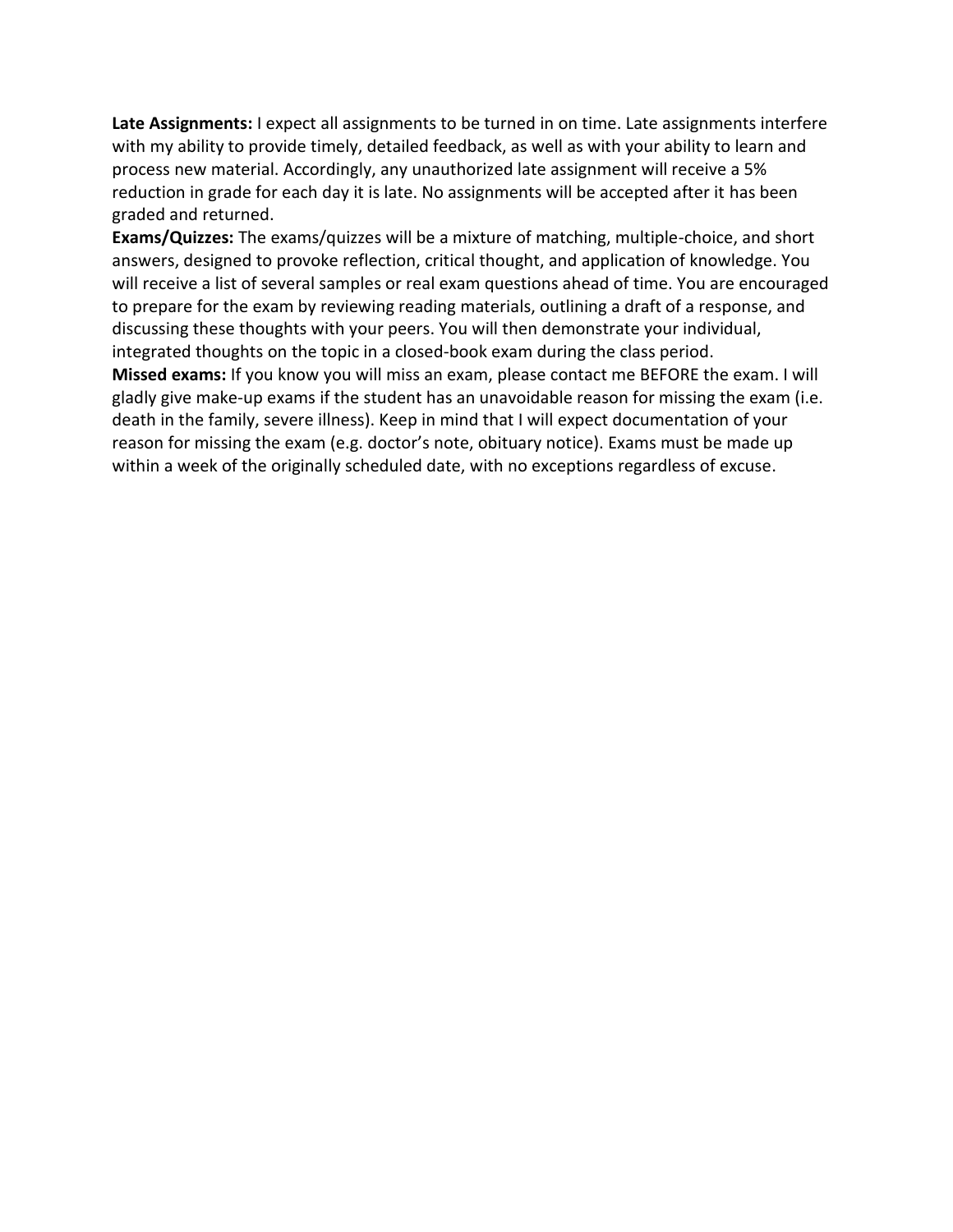**Late Assignments:** I expect all assignments to be turned in on time. Late assignments interfere with my ability to provide timely, detailed feedback, as well as with your ability to learn and process new material. Accordingly, any unauthorized late assignment will receive a 5% reduction in grade for each day it is late. No assignments will be accepted after it has been graded and returned.

**Exams/Quizzes:** The exams/quizzes will be a mixture of matching, multiple-choice, and short answers, designed to provoke reflection, critical thought, and application of knowledge. You will receive a list of several samples or real exam questions ahead of time. You are encouraged to prepare for the exam by reviewing reading materials, outlining a draft of a response, and discussing these thoughts with your peers. You will then demonstrate your individual, integrated thoughts on the topic in a closed-book exam during the class period.

**Missed exams:** If you know you will miss an exam, please contact me BEFORE the exam. I will gladly give make-up exams if the student has an unavoidable reason for missing the exam (i.e. death in the family, severe illness). Keep in mind that I will expect documentation of your reason for missing the exam (e.g. doctor's note, obituary notice). Exams must be made up within a week of the originally scheduled date, with no exceptions regardless of excuse.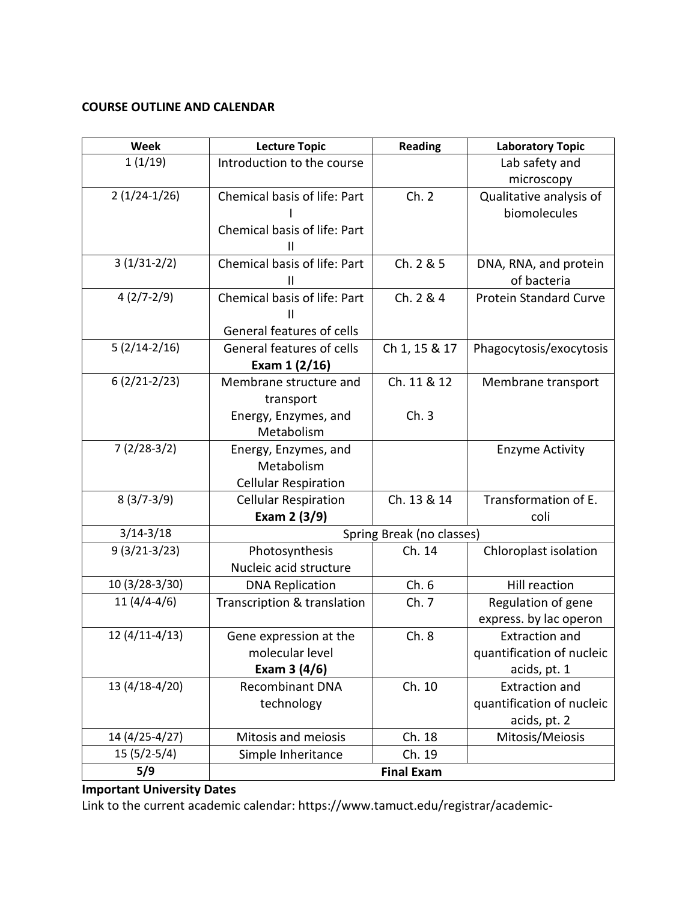**COURSE OUTLINE AND CALENDAR**

| Week | Lecture Topic | Reading | Laboratory Topic |
|---|---|---|---|
| 1 (1/19) | Introduction to the course | | Lab safety and microscopy |
| 2 (1/24-1/26) | Chemical basis of life: Part I<br>Chemical basis of life: Part II | Ch. 2 | Qualitative analysis of biomolecules |
| 3 (1/31-2/2) | Chemical basis of life: Part II | Ch. 2 & 5 | DNA, RNA, and protein of bacteria |
| 4 (2/7-2/9) | Chemical basis of life: Part II<br>General features of cells | Ch. 2 & 4 | Protein Standard Curve |
| 5 (2/14-2/16) | General features of cells<br>**Exam 1 (2/16)** | Ch 1, 15 & 17 | Phagocytosis/exocytosis |
| 6 (2/21-2/23) | Membrane structure and transport<br>Energy, Enzymes, and Metabolism | Ch. 11 & 12<br>Ch. 3 | Membrane transport |
| 7 (2/28-3/2) | Energy, Enzymes, and Metabolism<br>Cellular Respiration | | Enzyme Activity |
| 8 (3/7-3/9) | Cellular Respiration<br>**Exam 2 (3/9)** | Ch. 13 & 14 | Transformation of E. coli |
| 3/14-3/18 | Spring Break (no classes) | | |
| 9 (3/21-3/23) | Photosynthesis<br>Nucleic acid structure | Ch. 14 | Chloroplast isolation |
| 10 (3/28-3/30) | DNA Replication | Ch. 6 | Hill reaction |
| 11 (4/4-4/6) | Transcription & translation | Ch. 7 | Regulation of gene express. by lac operon |
| 12 (4/11-4/13) | Gene expression at the molecular level<br>**Exam 3 (4/6)** | Ch. 8 | Extraction and quantification of nucleic acids, pt. 1 |
| 13 (4/18-4/20) | Recombinant DNA technology | Ch. 10 | Extraction and quantification of nucleic acids, pt. 2 |
| 14 (4/25-4/27) | Mitosis and meiosis | Ch. 18 | Mitosis/Meiosis |
| 15 (5/2-5/4) | Simple Inheritance | Ch. 19 | |
| **5/9** | **Final Exam** | | |

**Important University Dates**

Link to the current academic calendar: https://www.tamuct.edu/registrar/academic-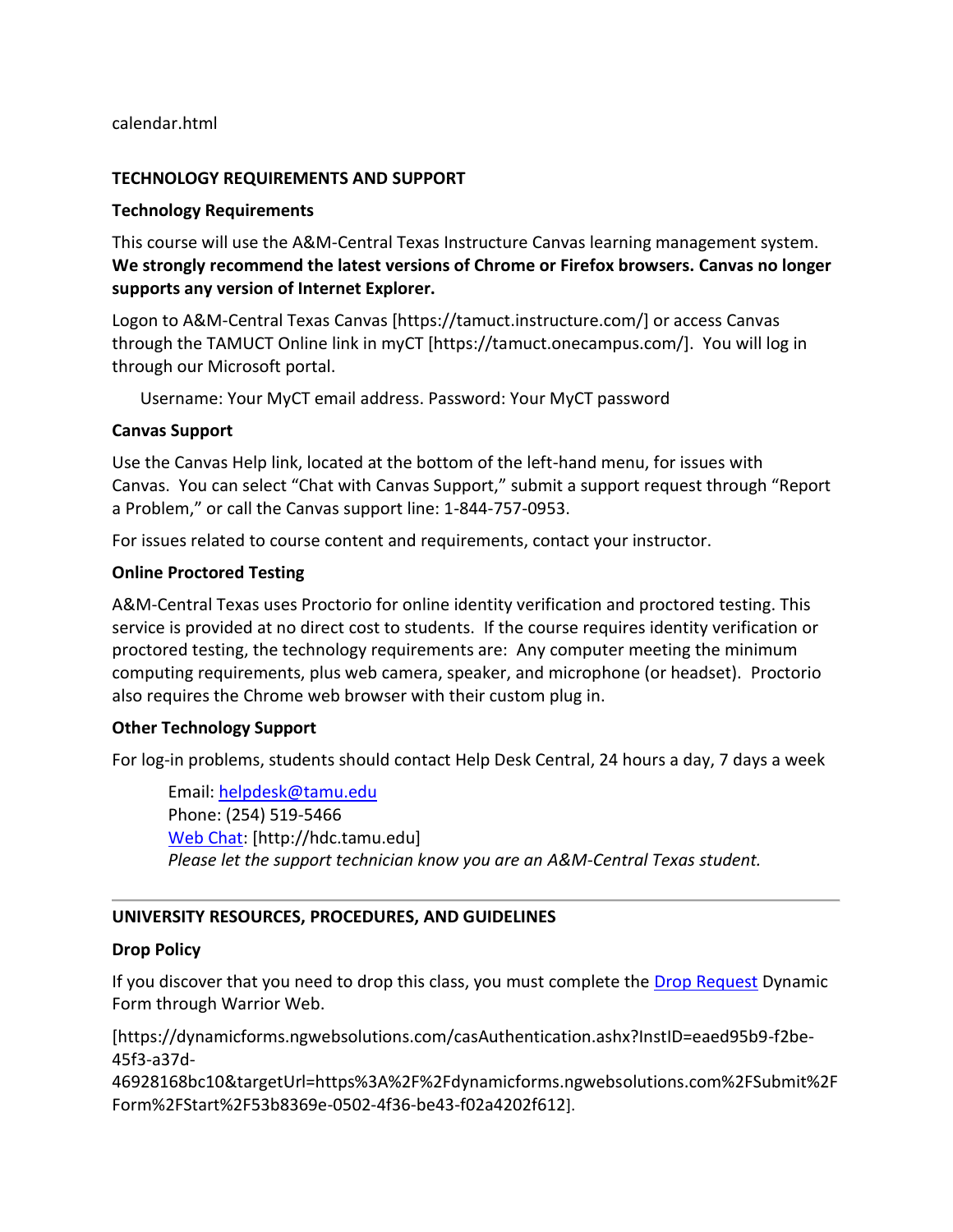calendar.html

## TECHNOLOGY REQUIREMENTS AND SUPPORT

### Technology Requirements

This course will use the A&M-Central Texas Instructure Canvas learning management system. **We strongly recommend the latest versions of Chrome or Firefox browsers. Canvas no longer supports any version of Internet Explorer.**

Logon to A&M-Central Texas Canvas [https://tamuct.instructure.com/] or access Canvas through the TAMUCT Online link in myCT [https://tamuct.onecampus.com/]. You will log in through our Microsoft portal.

Username: Your MyCT email address. Password: Your MyCT password

### Canvas Support

Use the Canvas Help link, located at the bottom of the left-hand menu, for issues with Canvas. You can select "Chat with Canvas Support," submit a support request through "Report a Problem," or call the Canvas support line: 1-844-757-0953.

For issues related to course content and requirements, contact your instructor.

### Online Proctored Testing

A&M-Central Texas uses Proctorio for online identity verification and proctored testing. This service is provided at no direct cost to students. If the course requires identity verification or proctored testing, the technology requirements are: Any computer meeting the minimum computing requirements, plus web camera, speaker, and microphone (or headset). Proctorio also requires the Chrome web browser with their custom plug in.

### Other Technology Support

For log-in problems, students should contact Help Desk Central, 24 hours a day, 7 days a week

Email: helpdesk@tamu.edu
Phone: (254) 519-5466
Web Chat: [http://hdc.tamu.edu]
*Please let the support technician know you are an A&M-Central Texas student.*

---

## UNIVERSITY RESOURCES, PROCEDURES, AND GUIDELINES

### Drop Policy

If you discover that you need to drop this class, you must complete the Drop Request Dynamic Form through Warrior Web.

[https://dynamicforms.ngwebsolutions.com/casAuthentication.ashx?InstID=eaed95b9-f2be-45f3-a37d-46928168bc10&targetUrl=https%3A%2F%2Fdynamicforms.ngwebsolutions.com%2FSubmit%2FForm%2FStart%2F53b8369e-0502-4f36-be43-f02a4202f612].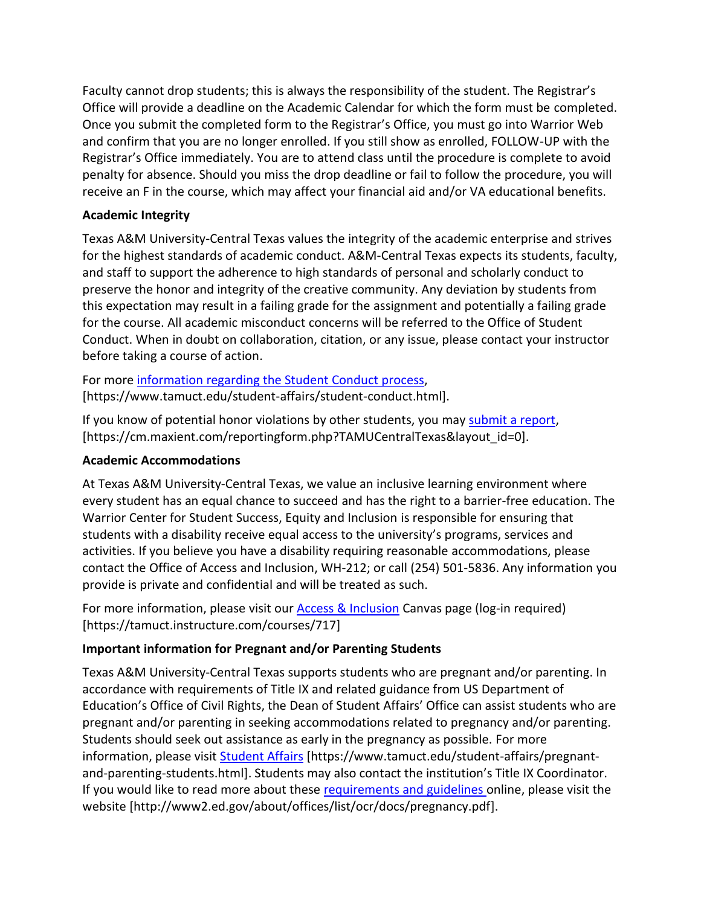Faculty cannot drop students; this is always the responsibility of the student. The Registrar's Office will provide a deadline on the Academic Calendar for which the form must be completed. Once you submit the completed form to the Registrar's Office, you must go into Warrior Web and confirm that you are no longer enrolled. If you still show as enrolled, FOLLOW-UP with the Registrar's Office immediately. You are to attend class until the procedure is complete to avoid penalty for absence. Should you miss the drop deadline or fail to follow the procedure, you will receive an F in the course, which may affect your financial aid and/or VA educational benefits.

**Academic Integrity**

Texas A&M University-Central Texas values the integrity of the academic enterprise and strives for the highest standards of academic conduct. A&M-Central Texas expects its students, faculty, and staff to support the adherence to high standards of personal and scholarly conduct to preserve the honor and integrity of the creative community. Any deviation by students from this expectation may result in a failing grade for the assignment and potentially a failing grade for the course. All academic misconduct concerns will be referred to the Office of Student Conduct. When in doubt on collaboration, citation, or any issue, please contact your instructor before taking a course of action.

For more information regarding the Student Conduct process, [https://www.tamuct.edu/student-affairs/student-conduct.html].

If you know of potential honor violations by other students, you may submit a report, [https://cm.maxient.com/reportingform.php?TAMUCentralTexas&layout_id=0].

**Academic Accommodations**

At Texas A&M University-Central Texas, we value an inclusive learning environment where every student has an equal chance to succeed and has the right to a barrier-free education. The Warrior Center for Student Success, Equity and Inclusion is responsible for ensuring that students with a disability receive equal access to the university's programs, services and activities. If you believe you have a disability requiring reasonable accommodations, please contact the Office of Access and Inclusion, WH-212; or call (254) 501-5836. Any information you provide is private and confidential and will be treated as such.

For more information, please visit our Access & Inclusion Canvas page (log-in required) [https://tamuct.instructure.com/courses/717]

**Important information for Pregnant and/or Parenting Students**

Texas A&M University-Central Texas supports students who are pregnant and/or parenting. In accordance with requirements of Title IX and related guidance from US Department of Education's Office of Civil Rights, the Dean of Student Affairs' Office can assist students who are pregnant and/or parenting in seeking accommodations related to pregnancy and/or parenting. Students should seek out assistance as early in the pregnancy as possible. For more information, please visit Student Affairs [https://www.tamuct.edu/student-affairs/pregnant-and-parenting-students.html]. Students may also contact the institution's Title IX Coordinator. If you would like to read more about these requirements and guidelines online, please visit the website [http://www2.ed.gov/about/offices/list/ocr/docs/pregnancy.pdf].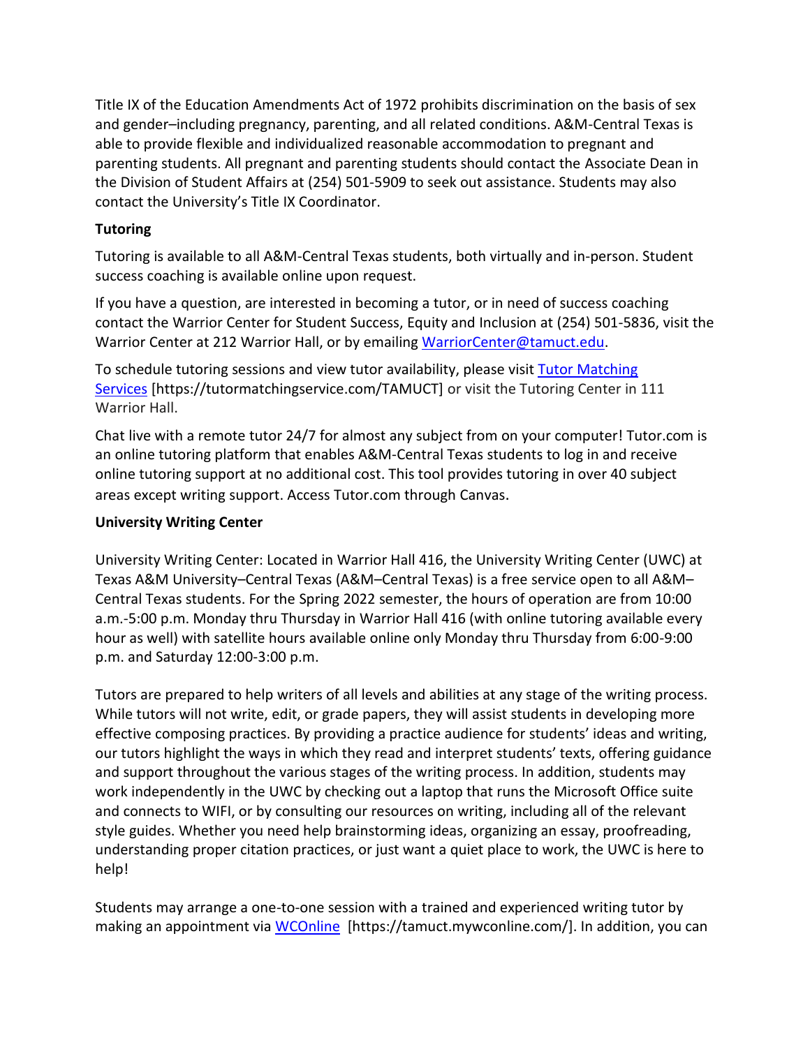Title IX of the Education Amendments Act of 1972 prohibits discrimination on the basis of sex and gender–including pregnancy, parenting, and all related conditions. A&M-Central Texas is able to provide flexible and individualized reasonable accommodation to pregnant and parenting students. All pregnant and parenting students should contact the Associate Dean in the Division of Student Affairs at (254) 501-5909 to seek out assistance. Students may also contact the University's Title IX Coordinator.

**Tutoring**

Tutoring is available to all A&M-Central Texas students, both virtually and in-person. Student success coaching is available online upon request.

If you have a question, are interested in becoming a tutor, or in need of success coaching contact the Warrior Center for Student Success, Equity and Inclusion at (254) 501-5836, visit the Warrior Center at 212 Warrior Hall, or by emailing WarriorCenter@tamuct.edu.

To schedule tutoring sessions and view tutor availability, please visit Tutor Matching Services [https://tutormatchingservice.com/TAMUCT] or visit the Tutoring Center in 111 Warrior Hall.

Chat live with a remote tutor 24/7 for almost any subject from on your computer! Tutor.com is an online tutoring platform that enables A&M-Central Texas students to log in and receive online tutoring support at no additional cost. This tool provides tutoring in over 40 subject areas except writing support. Access Tutor.com through Canvas.

**University Writing Center**

University Writing Center: Located in Warrior Hall 416, the University Writing Center (UWC) at Texas A&M University–Central Texas (A&M–Central Texas) is a free service open to all A&M–Central Texas students. For the Spring 2022 semester, the hours of operation are from 10:00 a.m.-5:00 p.m. Monday thru Thursday in Warrior Hall 416 (with online tutoring available every hour as well) with satellite hours available online only Monday thru Thursday from 6:00-9:00 p.m. and Saturday 12:00-3:00 p.m.

Tutors are prepared to help writers of all levels and abilities at any stage of the writing process. While tutors will not write, edit, or grade papers, they will assist students in developing more effective composing practices. By providing a practice audience for students' ideas and writing, our tutors highlight the ways in which they read and interpret students' texts, offering guidance and support throughout the various stages of the writing process. In addition, students may work independently in the UWC by checking out a laptop that runs the Microsoft Office suite and connects to WIFI, or by consulting our resources on writing, including all of the relevant style guides. Whether you need help brainstorming ideas, organizing an essay, proofreading, understanding proper citation practices, or just want a quiet place to work, the UWC is here to help!

Students may arrange a one-to-one session with a trained and experienced writing tutor by making an appointment via WCOnline [https://tamuct.mywconline.com/]. In addition, you can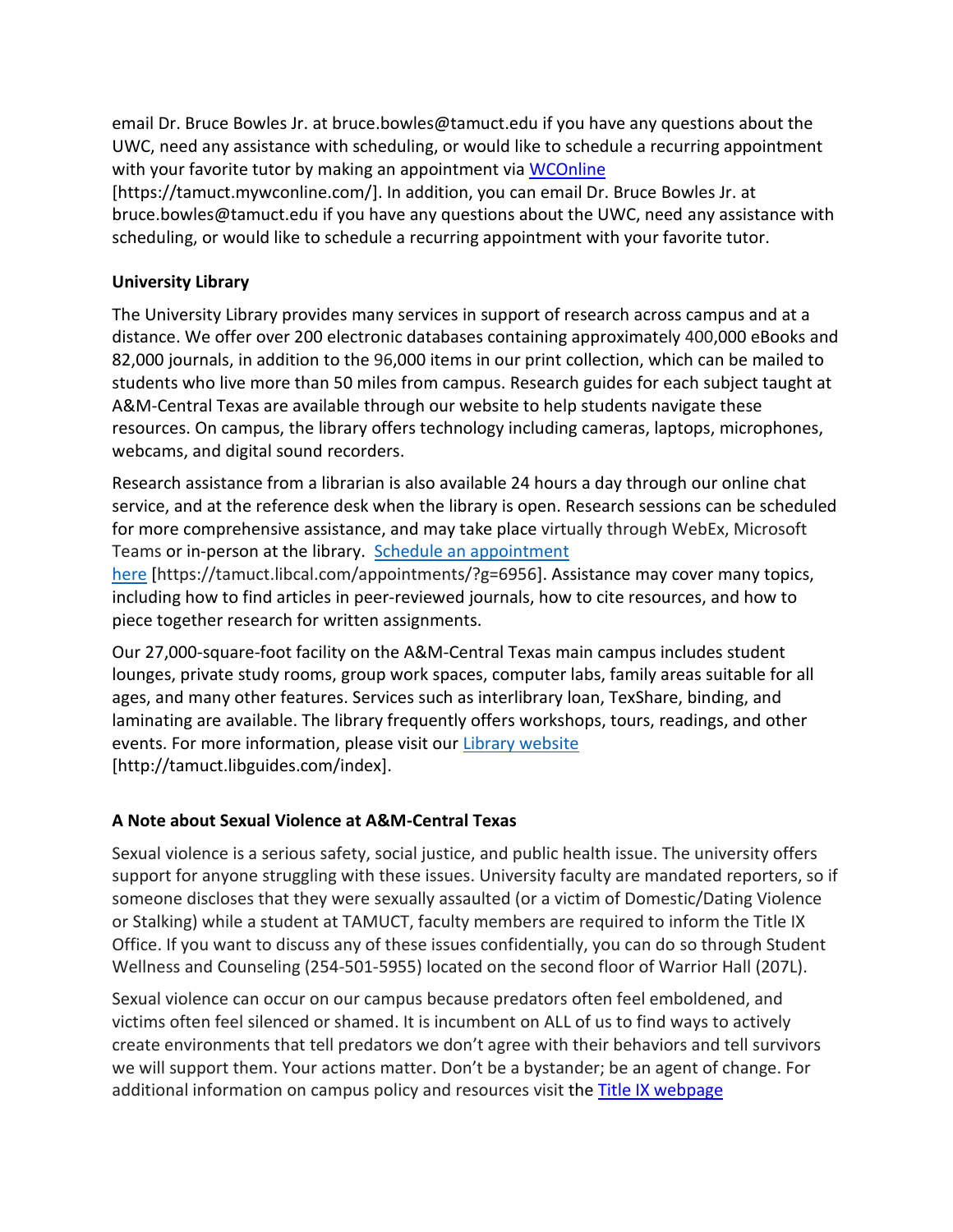email Dr. Bruce Bowles Jr. at bruce.bowles@tamuct.edu if you have any questions about the UWC, need any assistance with scheduling, or would like to schedule a recurring appointment with your favorite tutor by making an appointment via WCOnline [https://tamuct.mywconline.com/]. In addition, you can email Dr. Bruce Bowles Jr. at bruce.bowles@tamuct.edu if you have any questions about the UWC, need any assistance with scheduling, or would like to schedule a recurring appointment with your favorite tutor.

**University Library**

The University Library provides many services in support of research across campus and at a distance. We offer over 200 electronic databases containing approximately 400,000 eBooks and 82,000 journals, in addition to the 96,000 items in our print collection, which can be mailed to students who live more than 50 miles from campus. Research guides for each subject taught at A&M-Central Texas are available through our website to help students navigate these resources. On campus, the library offers technology including cameras, laptops, microphones, webcams, and digital sound recorders.

Research assistance from a librarian is also available 24 hours a day through our online chat service, and at the reference desk when the library is open. Research sessions can be scheduled for more comprehensive assistance, and may take place virtually through WebEx, Microsoft Teams or in-person at the library. Schedule an appointment here [https://tamuct.libcal.com/appointments/?g=6956]. Assistance may cover many topics, including how to find articles in peer-reviewed journals, how to cite resources, and how to piece together research for written assignments.

Our 27,000-square-foot facility on the A&M-Central Texas main campus includes student lounges, private study rooms, group work spaces, computer labs, family areas suitable for all ages, and many other features. Services such as interlibrary loan, TexShare, binding, and laminating are available. The library frequently offers workshops, tours, readings, and other events. For more information, please visit our Library website [http://tamuct.libguides.com/index].

**A Note about Sexual Violence at A&M-Central Texas**

Sexual violence is a serious safety, social justice, and public health issue. The university offers support for anyone struggling with these issues. University faculty are mandated reporters, so if someone discloses that they were sexually assaulted (or a victim of Domestic/Dating Violence or Stalking) while a student at TAMUCT, faculty members are required to inform the Title IX Office. If you want to discuss any of these issues confidentially, you can do so through Student Wellness and Counseling (254-501-5955) located on the second floor of Warrior Hall (207L).

Sexual violence can occur on our campus because predators often feel emboldened, and victims often feel silenced or shamed. It is incumbent on ALL of us to find ways to actively create environments that tell predators we don't agree with their behaviors and tell survivors we will support them. Your actions matter. Don't be a bystander; be an agent of change. For additional information on campus policy and resources visit the Title IX webpage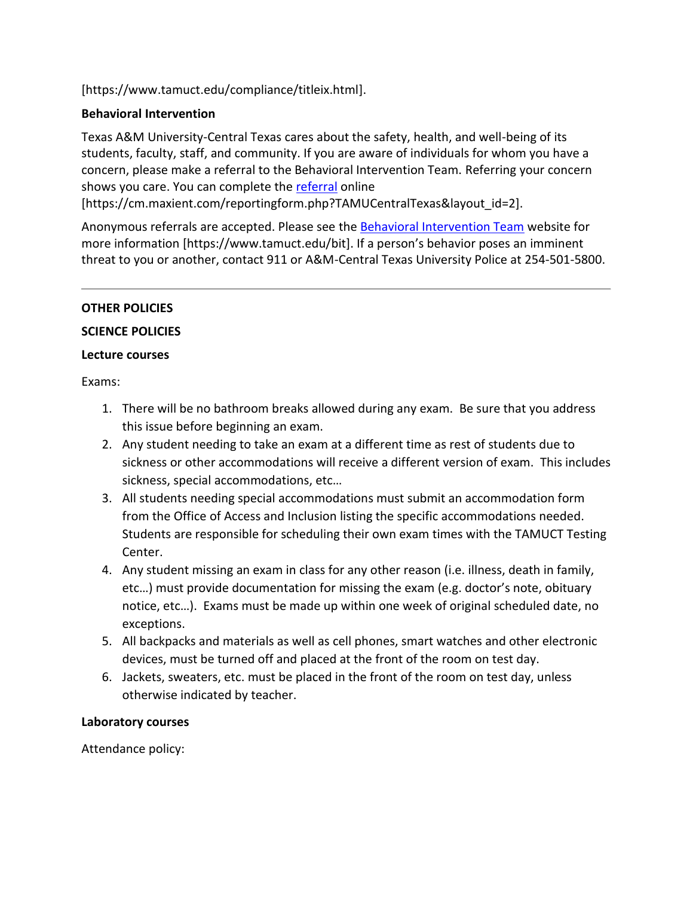[https://www.tamuct.edu/compliance/titleix.html].

**Behavioral Intervention**

Texas A&M University-Central Texas cares about the safety, health, and well-being of its students, faculty, staff, and community. If you are aware of individuals for whom you have a concern, please make a referral to the Behavioral Intervention Team. Referring your concern shows you care. You can complete the [referral](https://cm.maxient.com/reportingform.php?TAMUCentralTexas&layout_id=2) online [https://cm.maxient.com/reportingform.php?TAMUCentralTexas&layout_id=2].

Anonymous referrals are accepted. Please see the [Behavioral Intervention Team](https://www.tamuct.edu/bit) website for more information [https://www.tamuct.edu/bit]. If a person's behavior poses an imminent threat to you or another, contact 911 or A&M-Central Texas University Police at 254-501-5800.

---

**OTHER POLICIES**

**SCIENCE POLICIES**

**Lecture courses**

Exams:

1. There will be no bathroom breaks allowed during any exam. Be sure that you address this issue before beginning an exam.
2. Any student needing to take an exam at a different time as rest of students due to sickness or other accommodations will receive a different version of exam. This includes sickness, special accommodations, etc…
3. All students needing special accommodations must submit an accommodation form from the Office of Access and Inclusion listing the specific accommodations needed. Students are responsible for scheduling their own exam times with the TAMUCT Testing Center.
4. Any student missing an exam in class for any other reason (i.e. illness, death in family, etc…) must provide documentation for missing the exam (e.g. doctor's note, obituary notice, etc…). Exams must be made up within one week of original scheduled date, no exceptions.
5. All backpacks and materials as well as cell phones, smart watches and other electronic devices, must be turned off and placed at the front of the room on test day.
6. Jackets, sweaters, etc. must be placed in the front of the room on test day, unless otherwise indicated by teacher.

**Laboratory courses**

Attendance policy: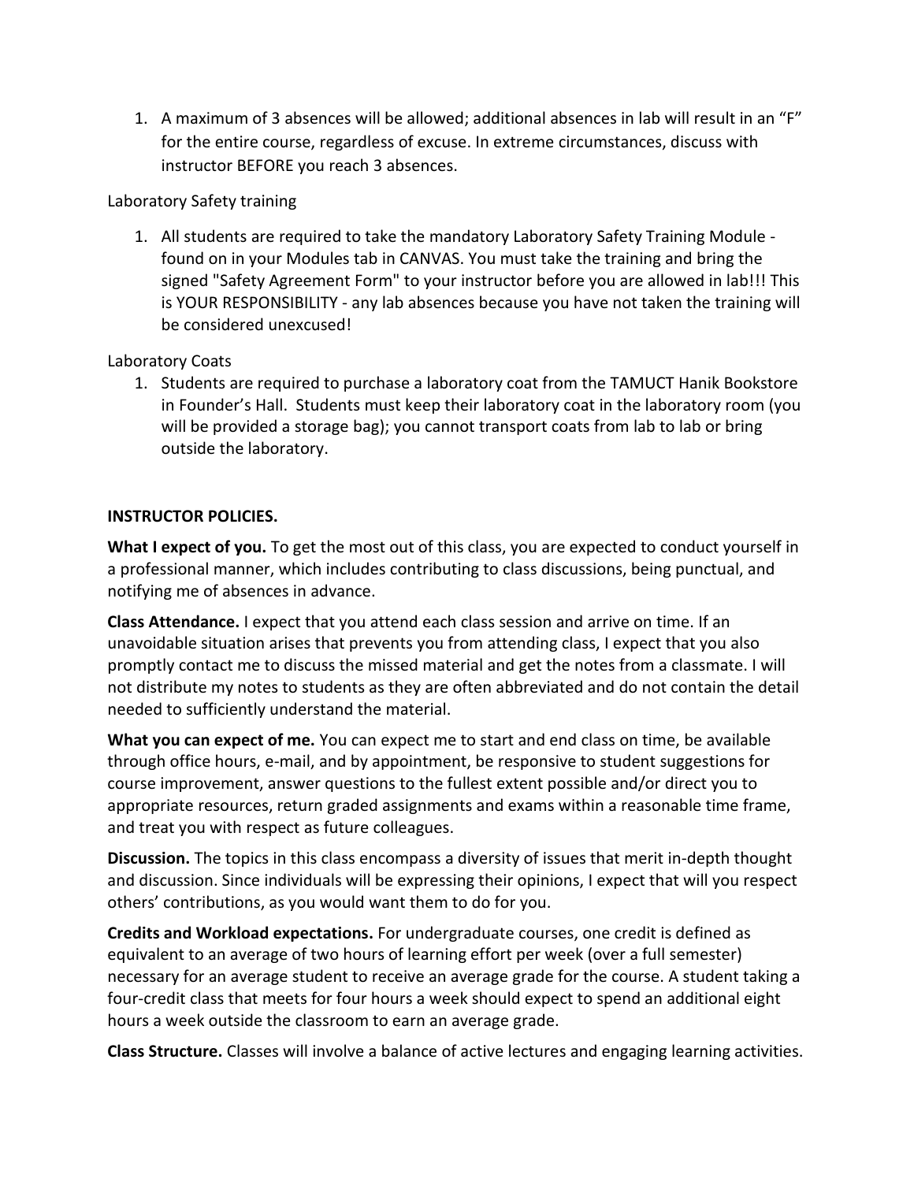1. A maximum of 3 absences will be allowed; additional absences in lab will result in an "F" for the entire course, regardless of excuse. In extreme circumstances, discuss with instructor BEFORE you reach 3 absences.

Laboratory Safety training

1. All students are required to take the mandatory Laboratory Safety Training Module - found on in your Modules tab in CANVAS. You must take the training and bring the signed "Safety Agreement Form" to your instructor before you are allowed in lab!!! This is YOUR RESPONSIBILITY - any lab absences because you have not taken the training will be considered unexcused!

Laboratory Coats

1. Students are required to purchase a laboratory coat from the TAMUCT Hanik Bookstore in Founder's Hall. Students must keep their laboratory coat in the laboratory room (you will be provided a storage bag); you cannot transport coats from lab to lab or bring outside the laboratory.

**INSTRUCTOR POLICIES.**

**What I expect of you.** To get the most out of this class, you are expected to conduct yourself in a professional manner, which includes contributing to class discussions, being punctual, and notifying me of absences in advance.

**Class Attendance.** I expect that you attend each class session and arrive on time. If an unavoidable situation arises that prevents you from attending class, I expect that you also promptly contact me to discuss the missed material and get the notes from a classmate. I will not distribute my notes to students as they are often abbreviated and do not contain the detail needed to sufficiently understand the material.

**What you can expect of me.** You can expect me to start and end class on time, be available through office hours, e-mail, and by appointment, be responsive to student suggestions for course improvement, answer questions to the fullest extent possible and/or direct you to appropriate resources, return graded assignments and exams within a reasonable time frame, and treat you with respect as future colleagues.

**Discussion.** The topics in this class encompass a diversity of issues that merit in-depth thought and discussion. Since individuals will be expressing their opinions, I expect that will you respect others' contributions, as you would want them to do for you.

**Credits and Workload expectations.** For undergraduate courses, one credit is defined as equivalent to an average of two hours of learning effort per week (over a full semester) necessary for an average student to receive an average grade for the course. A student taking a four-credit class that meets for four hours a week should expect to spend an additional eight hours a week outside the classroom to earn an average grade.

**Class Structure.** Classes will involve a balance of active lectures and engaging learning activities.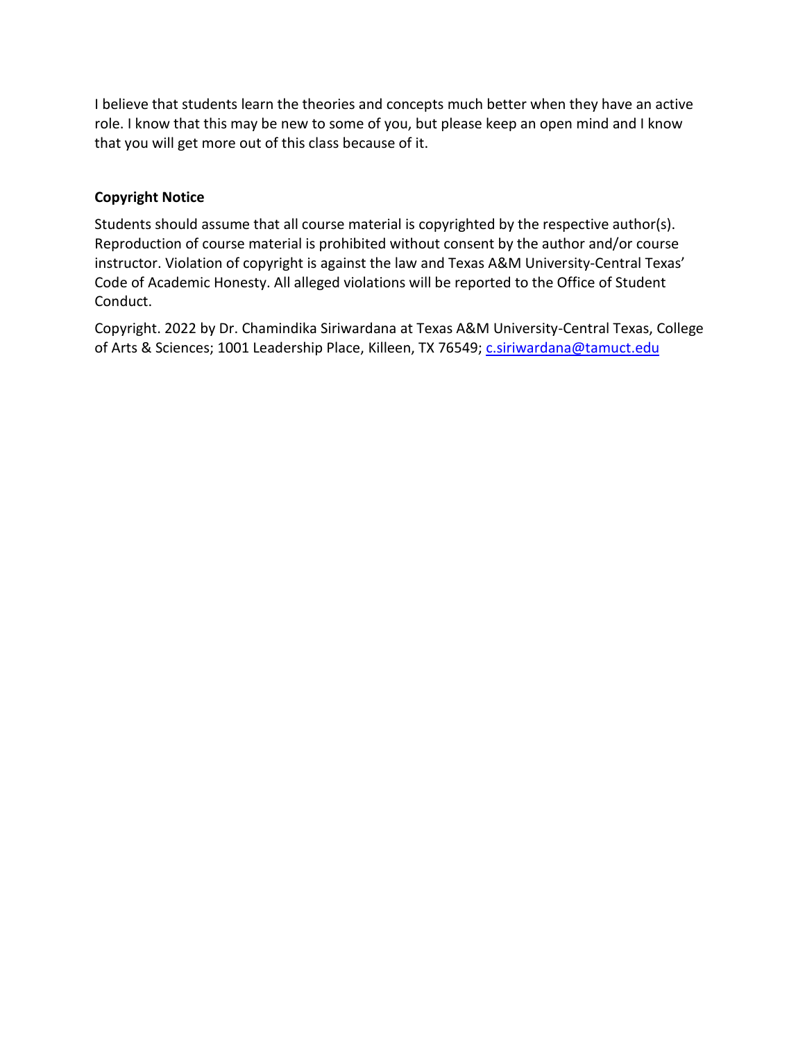I believe that students learn the theories and concepts much better when they have an active role. I know that this may be new to some of you, but please keep an open mind and I know that you will get more out of this class because of it.

**Copyright Notice**

Students should assume that all course material is copyrighted by the respective author(s). Reproduction of course material is prohibited without consent by the author and/or course instructor. Violation of copyright is against the law and Texas A&M University-Central Texas' Code of Academic Honesty. All alleged violations will be reported to the Office of Student Conduct.

Copyright. 2022 by Dr. Chamindika Siriwardana at Texas A&M University-Central Texas, College of Arts & Sciences; 1001 Leadership Place, Killeen, TX 76549; c.siriwardana@tamuct.edu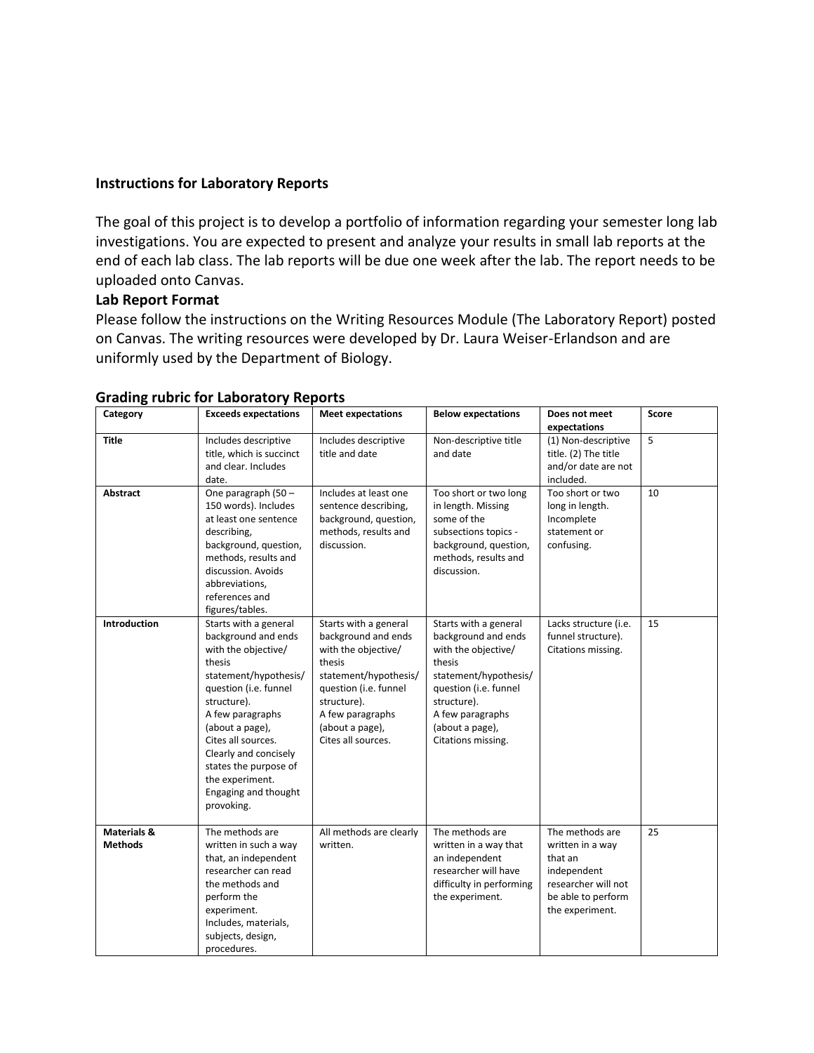**Instructions for Laboratory Reports**

The goal of this project is to develop a portfolio of information regarding your semester long lab investigations. You are expected to present and analyze your results in small lab reports at the end of each lab class. The lab reports will be due one week after the lab. The report needs to be uploaded onto Canvas.

**Lab Report Format**

Please follow the instructions on the Writing Resources Module (The Laboratory Report) posted on Canvas. The writing resources were developed by Dr. Laura Weiser-Erlandson and are uniformly used by the Department of Biology.

### Grading rubric for Laboratory Reports

| Category | Exceeds expectations | Meet expectations | Below expectations | Does not meet expectations | Score |
|---|---|---|---|---|---|
| **Title** | Includes descriptive title, which is succinct and clear. Includes date. | Includes descriptive title and date | Non-descriptive title and date | (1) Non-descriptive title. (2) The title and/or date are not included. | 5 |
| **Abstract** | One paragraph (50 – 150 words). Includes at least one sentence describing, background, question, methods, results and discussion. Avoids abbreviations, references and figures/tables. | Includes at least one sentence describing, background, question, methods, results and discussion. | Too short or two long in length. Missing some of the subsections topics - background, question, methods, results and discussion. | Too short or two long in length. Incomplete statement or confusing. | 10 |
| **Introduction** | Starts with a general background and ends with the objective/ thesis statement/hypothesis/ question (i.e. funnel structure). A few paragraphs (about a page), Cites all sources. Clearly and concisely states the purpose of the experiment. Engaging and thought provoking. | Starts with a general background and ends with the objective/ thesis statement/hypothesis/ question (i.e. funnel structure). A few paragraphs (about a page), Cites all sources. | Starts with a general background and ends with the objective/ thesis statement/hypothesis/ question (i.e. funnel structure). A few paragraphs (about a page), Citations missing. | Lacks structure (i.e. funnel structure). Citations missing. | 15 |
| **Materials & Methods** | The methods are written in such a way that, an independent researcher can read the methods and perform the experiment. Includes, materials, subjects, design, procedures. | All methods are clearly written. | The methods are written in a way that an independent researcher will have difficulty in performing the experiment. | The methods are written in a way that an independent researcher will not be able to perform the experiment. | 25 |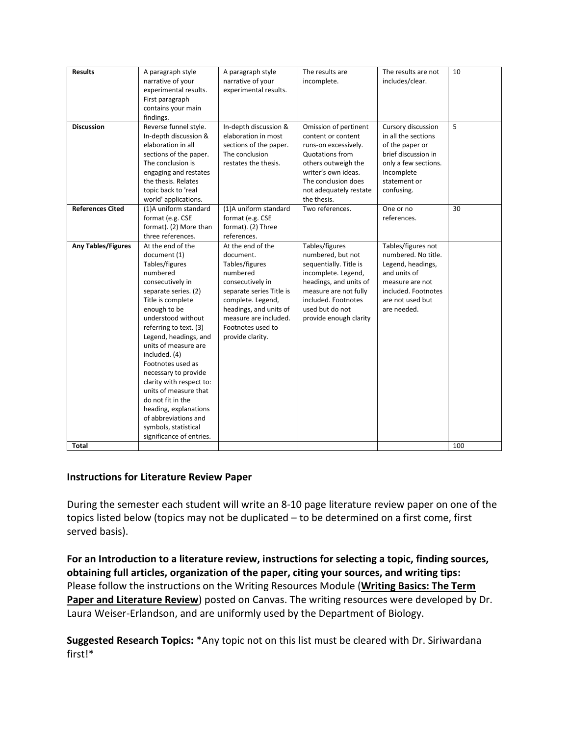| Results | A paragraph style narrative of your experimental results. First paragraph contains your main findings. | A paragraph style narrative of your experimental results. | The results are incomplete. | The results are not includes/clear. | 10 |
|---|---|---|---|---|---|
| **Discussion** | Reverse funnel style. In-depth discussion & elaboration in all sections of the paper. The conclusion is engaging and restates the thesis. Relates topic back to 'real world' applications. | In-depth discussion & elaboration in most sections of the paper. The conclusion restates the thesis. | Omission of pertinent content or content runs-on excessively. Quotations from others outweigh the writer's own ideas. The conclusion does not adequately restate the thesis. | Cursory discussion in all the sections of the paper or brief discussion in only a few sections. Incomplete statement or confusing. | 5 |
| **References Cited** | (1)A uniform standard format (e.g. CSE format). (2) More than three references. | (1)A uniform standard format (e.g. CSE format). (2) Three references. | Two references. | One or no references. | 30 |
| **Any Tables/Figures** | At the end of the document (1) Tables/figures numbered consecutively in separate series. (2) Title is complete enough to be understood without referring to text. (3) Legend, headings, and units of measure are included. (4) Footnotes used as necessary to provide clarity with respect to: units of measure that do not fit in the heading, explanations of abbreviations and symbols, statistical significance of entries. | At the end of the document. Tables/figures numbered consecutively in separate series Title is complete. Legend, headings, and units of measure are included. Footnotes used to provide clarity. | Tables/figures numbered, but not sequentially. Title is incomplete. Legend, headings, and units of measure are not fully included. Footnotes used but do not provide enough clarity | Tables/figures not numbered. No title. Legend, headings, and units of measure are not included. Footnotes are not used but are needed. | |
| **Total** | | | | | 100 |

### Instructions for Literature Review Paper

During the semester each student will write an 8-10 page literature review paper on one of the topics listed below (topics may not be duplicated – to be determined on a first come, first served basis).

**For an Introduction to a literature review, instructions for selecting a topic, finding sources, obtaining full articles, organization of the paper, citing your sources, and writing tips:** Please follow the instructions on the Writing Resources Module (**Writing Basics: The Term Paper and Literature Review**) posted on Canvas. The writing resources were developed by Dr. Laura Weiser-Erlandson, and are uniformly used by the Department of Biology.

**Suggested Research Topics:** *Any topic not on this list must be cleared with Dr. Siriwardana first!*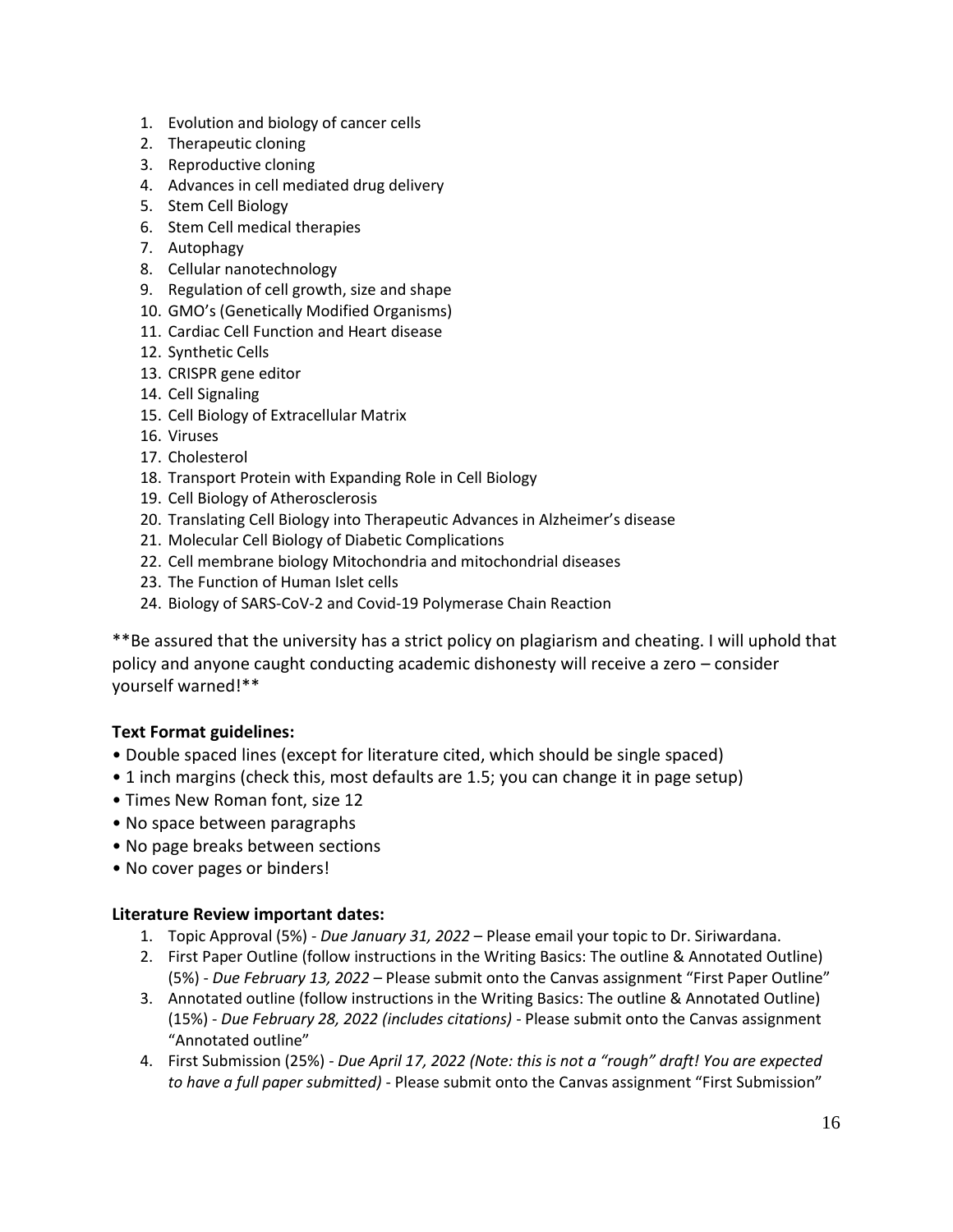1. Evolution and biology of cancer cells
2. Therapeutic cloning
3. Reproductive cloning
4. Advances in cell mediated drug delivery
5. Stem Cell Biology
6. Stem Cell medical therapies
7. Autophagy
8. Cellular nanotechnology
9. Regulation of cell growth, size and shape
10. GMO's (Genetically Modified Organisms)
11. Cardiac Cell Function and Heart disease
12. Synthetic Cells
13. CRISPR gene editor
14. Cell Signaling
15. Cell Biology of Extracellular Matrix
16. Viruses
17. Cholesterol
18. Transport Protein with Expanding Role in Cell Biology
19. Cell Biology of Atherosclerosis
20. Translating Cell Biology into Therapeutic Advances in Alzheimer's disease
21. Molecular Cell Biology of Diabetic Complications
22. Cell membrane biology Mitochondria and mitochondrial diseases
23. The Function of Human Islet cells
24. Biology of SARS-CoV-2 and Covid-19 Polymerase Chain Reaction

**Be assured that the university has a strict policy on plagiarism and cheating. I will uphold that policy and anyone caught conducting academic dishonesty will receive a zero – consider yourself warned!**

**Text Format guidelines:**

- Double spaced lines (except for literature cited, which should be single spaced)
- 1 inch margins (check this, most defaults are 1.5; you can change it in page setup)
- Times New Roman font, size 12
- No space between paragraphs
- No page breaks between sections
- No cover pages or binders!

**Literature Review important dates:**

1. Topic Approval (5%) - *Due January 31, 2022* – Please email your topic to Dr. Siriwardana.
2. First Paper Outline (follow instructions in the Writing Basics: The outline & Annotated Outline) (5%) - *Due February 13, 2022* – Please submit onto the Canvas assignment "First Paper Outline"
3. Annotated outline (follow instructions in the Writing Basics: The outline & Annotated Outline) (15%) - *Due February 28, 2022 (includes citations)* - Please submit onto the Canvas assignment "Annotated outline"
4. First Submission (25%) - *Due April 17, 2022 (Note: this is not a "rough" draft! You are expected to have a full paper submitted)* - Please submit onto the Canvas assignment "First Submission"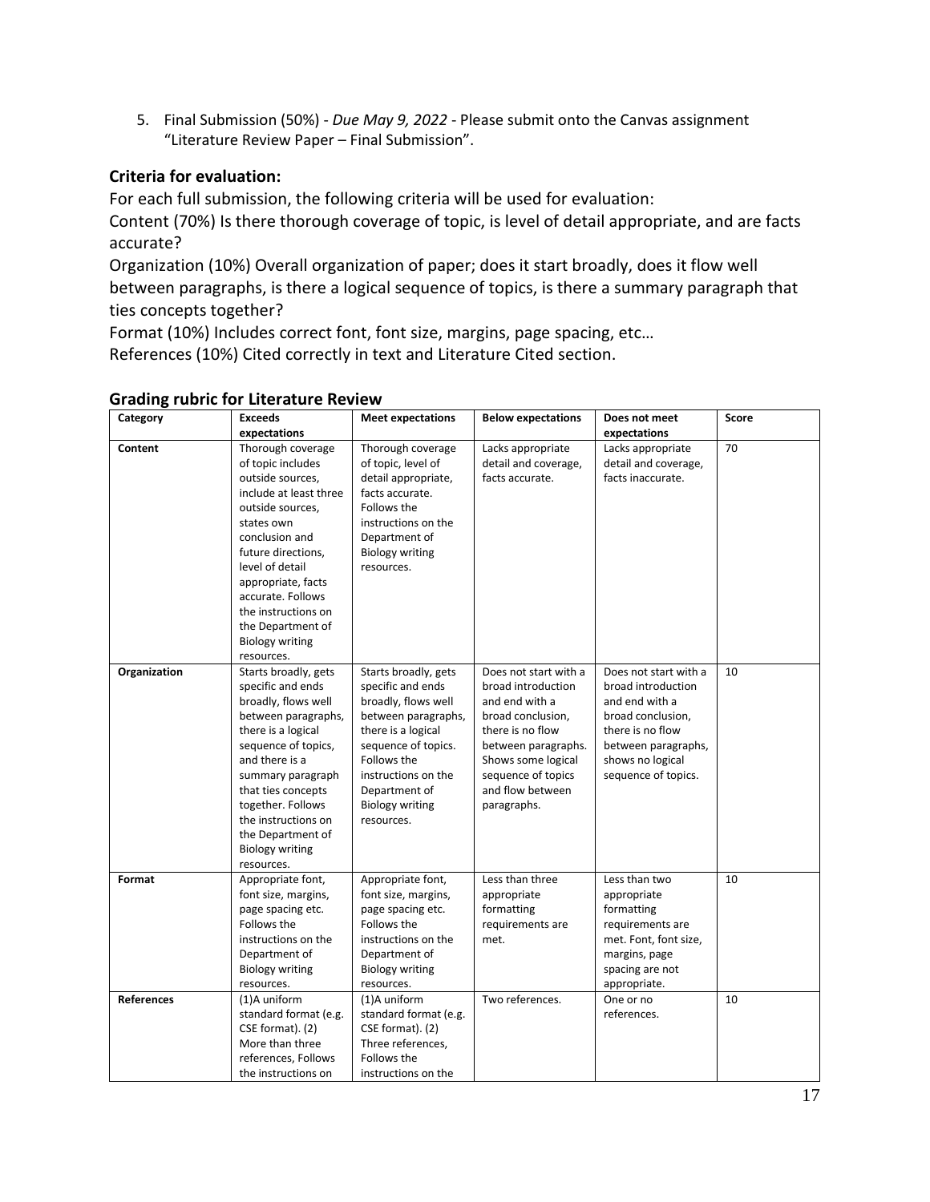5. Final Submission (50%) - *Due May 9, 2022* - Please submit onto the Canvas assignment "Literature Review Paper – Final Submission".

### Criteria for evaluation:

For each full submission, the following criteria will be used for evaluation:

Content (70%) Is there thorough coverage of topic, is level of detail appropriate, and are facts accurate?

Organization (10%) Overall organization of paper; does it start broadly, does it flow well between paragraphs, is there a logical sequence of topics, is there a summary paragraph that ties concepts together?

Format (10%) Includes correct font, font size, margins, page spacing, etc…

References (10%) Cited correctly in text and Literature Cited section.

### Grading rubric for Literature Review

| Category | Exceeds expectations | Meet expectations | Below expectations | Does not meet expectations | Score |
|---|---|---|---|---|---|
| **Content** | Thorough coverage of topic includes outside sources, include at least three outside sources, states own conclusion and future directions, level of detail appropriate, facts accurate. Follows the instructions on the Department of Biology writing resources. | Thorough coverage of topic, level of detail appropriate, facts accurate. Follows the instructions on the Department of Biology writing resources. | Lacks appropriate detail and coverage, facts accurate. | Lacks appropriate detail and coverage, facts inaccurate. | 70 |
| **Organization** | Starts broadly, gets specific and ends broadly, flows well between paragraphs, there is a logical sequence of topics, and there is a summary paragraph that ties concepts together. Follows the instructions on the Department of Biology writing resources. | Starts broadly, gets specific and ends broadly, flows well between paragraphs, there is a logical sequence of topics. Follows the instructions on the Department of Biology writing resources. | Does not start with a broad introduction and end with a broad conclusion, there is no flow between paragraphs. Shows some logical sequence of topics and flow between paragraphs. | Does not start with a broad introduction and end with a broad conclusion, there is no flow between paragraphs, shows no logical sequence of topics. | 10 |
| **Format** | Appropriate font, font size, margins, page spacing etc. Follows the instructions on the Department of Biology writing resources. | Appropriate font, font size, margins, page spacing etc. Follows the instructions on the Department of Biology writing resources. | Less than three appropriate formatting requirements are met. | Less than two appropriate formatting requirements are met. Font, font size, margins, page spacing are not appropriate. | 10 |
| **References** | (1)A uniform standard format (e.g. CSE format). (2) More than three references, Follows the instructions on | (1)A uniform standard format (e.g. CSE format). (2) Three references, Follows the instructions on the | Two references. | One or no references. | 10 |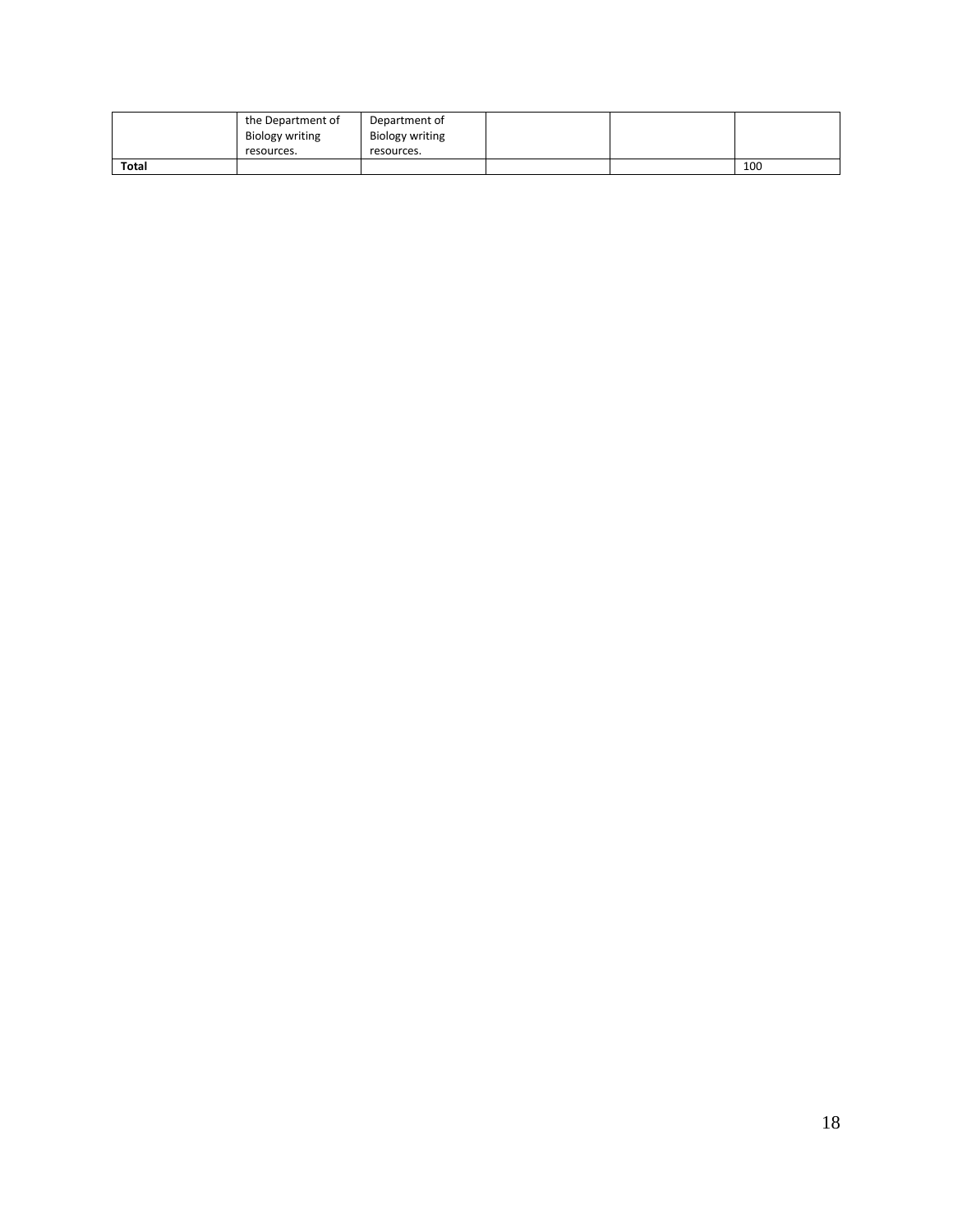| | | | | | |
|---|---|---|---|---|---|
| | the Department of Biology writing resources. | Department of Biology writing resources. | | | |
| **Total** | | | | | 100 |